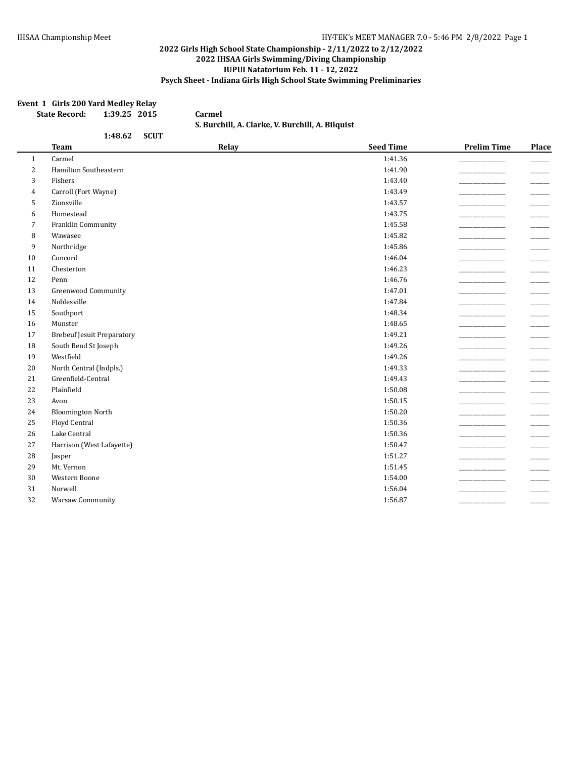**2022 Girls High School State Championship - 2/11/2022 to 2/12/2022**
**2022 IHSAA Girls Swimming/Diving Championship**
**IUPUI Natatorium Feb. 11 - 12, 2022**
**Psych Sheet - Indiana Girls High School State Swimming Preliminaries**

**Event 1 Girls 200 Yard Medley Relay**

**State Record: 1:39.25 2015 Carmel**
**S. Burchill, A. Clarke, V. Burchill, A. Bilquist**

**1:48.62 SCUT**

| | Team | Relay | Seed Time | Prelim Time | Place |
|---|---|---|---|---|---|
| 1 | Carmel | | 1:41.36 | _______ | ___ |
| 2 | Hamilton Southeastern | | 1:41.90 | _______ | ___ |
| 3 | Fishers | | 1:43.40 | _______ | ___ |
| 4 | Carroll (Fort Wayne) | | 1:43.49 | _______ | ___ |
| 5 | Zionsville | | 1:43.57 | _______ | ___ |
| 6 | Homestead | | 1:43.75 | _______ | ___ |
| 7 | Franklin Community | | 1:45.58 | _______ | ___ |
| 8 | Wawasee | | 1:45.82 | _______ | ___ |
| 9 | Northridge | | 1:45.86 | _______ | ___ |
| 10 | Concord | | 1:46.04 | _______ | ___ |
| 11 | Chesterton | | 1:46.23 | _______ | ___ |
| 12 | Penn | | 1:46.76 | _______ | ___ |
| 13 | Greenwood Community | | 1:47.01 | _______ | ___ |
| 14 | Noblesville | | 1:47.84 | _______ | ___ |
| 15 | Southport | | 1:48.34 | _______ | ___ |
| 16 | Munster | | 1:48.65 | _______ | ___ |
| 17 | Brebeuf Jesuit Preparatory | | 1:49.21 | _______ | ___ |
| 18 | South Bend St Joseph | | 1:49.26 | _______ | ___ |
| 19 | Westfield | | 1:49.26 | _______ | ___ |
| 20 | North Central (Indpls.) | | 1:49.33 | _______ | ___ |
| 21 | Greenfield-Central | | 1:49.43 | _______ | ___ |
| 22 | Plainfield | | 1:50.08 | _______ | ___ |
| 23 | Avon | | 1:50.15 | _______ | ___ |
| 24 | Bloomington North | | 1:50.20 | _______ | ___ |
| 25 | Floyd Central | | 1:50.36 | _______ | ___ |
| 26 | Lake Central | | 1:50.36 | _______ | ___ |
| 27 | Harrison (West Lafayette) | | 1:50.47 | _______ | ___ |
| 28 | Jasper | | 1:51.27 | _______ | ___ |
| 29 | Mt. Vernon | | 1:51.45 | _______ | ___ |
| 30 | Western Boone | | 1:54.00 | _______ | ___ |
| 31 | Norwell | | 1:56.04 | _______ | ___ |
| 32 | Warsaw Community | | 1:56.87 | _______ | ___ |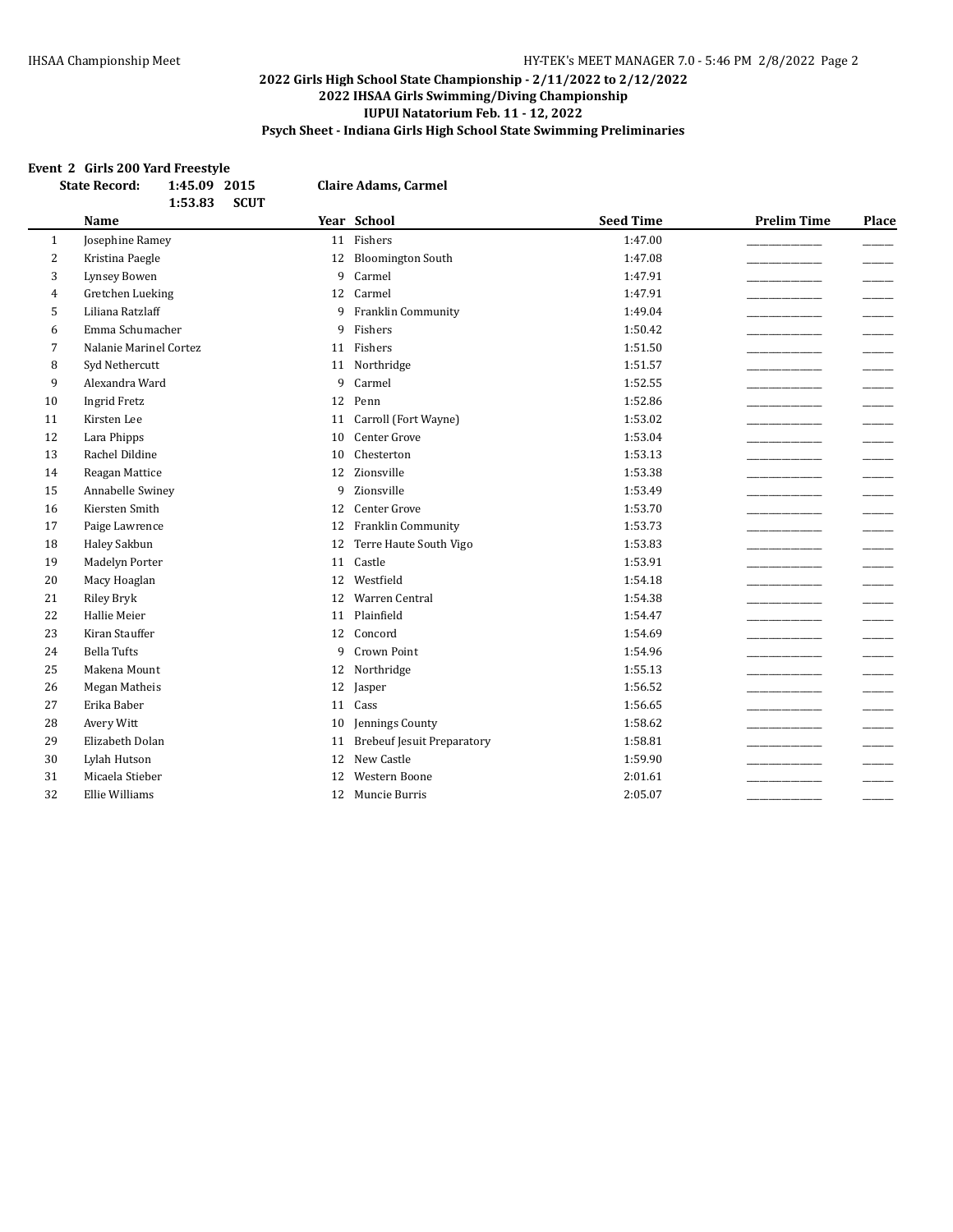**2022 Girls High School State Championship - 2/11/2022 to 2/12/2022**
**2022 IHSAA Girls Swimming/Diving Championship**
**IUPUI Natatorium Feb. 11 - 12, 2022**
**Psych Sheet - Indiana Girls High School State Swimming Preliminaries**

### Event 2 Girls 200 Yard Freestyle

**State Record:** 1:45.09 2015 Claire Adams, Carmel
1:53.83 SCUT

| | Name | Year | School | Seed Time | Prelim Time | Place |
|---|---|---|---|---|---|---|
| 1 | Josephine Ramey | 11 | Fishers | 1:47.00 | _______________ | ______ |
| 2 | Kristina Paegle | 12 | Bloomington South | 1:47.08 | _______________ | ______ |
| 3 | Lynsey Bowen | 9 | Carmel | 1:47.91 | _______________ | ______ |
| 4 | Gretchen Lueking | 12 | Carmel | 1:47.91 | _______________ | ______ |
| 5 | Liliana Ratzlaff | 9 | Franklin Community | 1:49.04 | _______________ | ______ |
| 6 | Emma Schumacher | 9 | Fishers | 1:50.42 | _______________ | ______ |
| 7 | Nalanie Marinel Cortez | 11 | Fishers | 1:51.50 | _______________ | ______ |
| 8 | Syd Nethercutt | 11 | Northridge | 1:51.57 | _______________ | ______ |
| 9 | Alexandra Ward | 9 | Carmel | 1:52.55 | _______________ | ______ |
| 10 | Ingrid Fretz | 12 | Penn | 1:52.86 | _______________ | ______ |
| 11 | Kirsten Lee | 11 | Carroll (Fort Wayne) | 1:53.02 | _______________ | ______ |
| 12 | Lara Phipps | 10 | Center Grove | 1:53.04 | _______________ | ______ |
| 13 | Rachel Dildine | 10 | Chesterton | 1:53.13 | _______________ | ______ |
| 14 | Reagan Mattice | 12 | Zionsville | 1:53.38 | _______________ | ______ |
| 15 | Annabelle Swiney | 9 | Zionsville | 1:53.49 | _______________ | ______ |
| 16 | Kiersten Smith | 12 | Center Grove | 1:53.70 | _______________ | ______ |
| 17 | Paige Lawrence | 12 | Franklin Community | 1:53.73 | _______________ | ______ |
| 18 | Haley Sakbun | 12 | Terre Haute South Vigo | 1:53.83 | _______________ | ______ |
| 19 | Madelyn Porter | 11 | Castle | 1:53.91 | _______________ | ______ |
| 20 | Macy Hoaglan | 12 | Westfield | 1:54.18 | _______________ | ______ |
| 21 | Riley Bryk | 12 | Warren Central | 1:54.38 | _______________ | ______ |
| 22 | Hallie Meier | 11 | Plainfield | 1:54.47 | _______________ | ______ |
| 23 | Kiran Stauffer | 12 | Concord | 1:54.69 | _______________ | ______ |
| 24 | Bella Tufts | 9 | Crown Point | 1:54.96 | _______________ | ______ |
| 25 | Makena Mount | 12 | Northridge | 1:55.13 | _______________ | ______ |
| 26 | Megan Matheis | 12 | Jasper | 1:56.52 | _______________ | ______ |
| 27 | Erika Baber | 11 | Cass | 1:56.65 | _______________ | ______ |
| 28 | Avery Witt | 10 | Jennings County | 1:58.62 | _______________ | ______ |
| 29 | Elizabeth Dolan | 11 | Brebeuf Jesuit Preparatory | 1:58.81 | _______________ | ______ |
| 30 | Lylah Hutson | 12 | New Castle | 1:59.90 | _______________ | ______ |
| 31 | Micaela Stieber | 12 | Western Boone | 2:01.61 | _______________ | ______ |
| 32 | Ellie Williams | 12 | Muncie Burris | 2:05.07 | _______________ | ______ |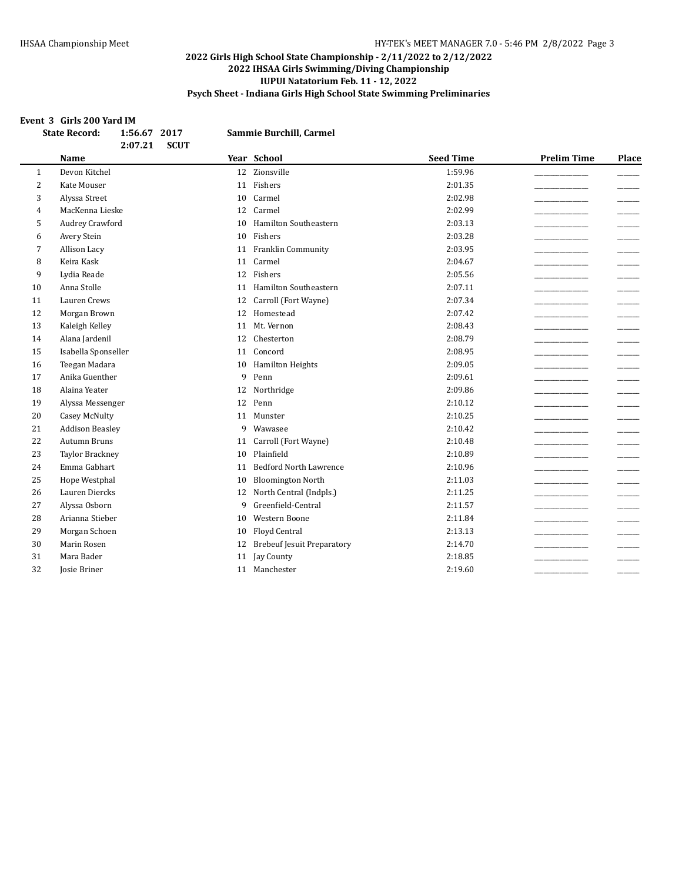## 2022 Girls High School State Championship - 2/11/2022 to 2/12/2022
## 2022 IHSAA Girls Swimming/Diving Championship
## IUPUI Natatorium Feb. 11 - 12, 2022
## Psych Sheet - Indiana Girls High School State Swimming Preliminaries

**Event 3 Girls 200 Yard IM**

**State Record:** **1:56.67 2017** **Sammie Burchill, Carmel**

**2:07.21 SCUT**

| | Name | Year | School | Seed Time | Prelim Time | Place |
|---|---|---|---|---|---|---|
| 1 | Devon Kitchel | 12 | Zionsville | 1:59.96 | _____________ | _____ |
| 2 | Kate Mouser | 11 | Fishers | 2:01.35 | _____________ | _____ |
| 3 | Alyssa Street | 10 | Carmel | 2:02.98 | _____________ | _____ |
| 4 | MacKenna Lieske | 12 | Carmel | 2:02.99 | _____________ | _____ |
| 5 | Audrey Crawford | 10 | Hamilton Southeastern | 2:03.13 | _____________ | _____ |
| 6 | Avery Stein | 10 | Fishers | 2:03.28 | _____________ | _____ |
| 7 | Allison Lacy | 11 | Franklin Community | 2:03.95 | _____________ | _____ |
| 8 | Keira Kask | 11 | Carmel | 2:04.67 | _____________ | _____ |
| 9 | Lydia Reade | 12 | Fishers | 2:05.56 | _____________ | _____ |
| 10 | Anna Stolle | 11 | Hamilton Southeastern | 2:07.11 | _____________ | _____ |
| 11 | Lauren Crews | 12 | Carroll (Fort Wayne) | 2:07.34 | _____________ | _____ |
| 12 | Morgan Brown | 12 | Homestead | 2:07.42 | _____________ | _____ |
| 13 | Kaleigh Kelley | 11 | Mt. Vernon | 2:08.43 | _____________ | _____ |
| 14 | Alana Jardenil | 12 | Chesterton | 2:08.79 | _____________ | _____ |
| 15 | Isabella Sponseller | 11 | Concord | 2:08.95 | _____________ | _____ |
| 16 | Teegan Madara | 10 | Hamilton Heights | 2:09.05 | _____________ | _____ |
| 17 | Anika Guenther | 9 | Penn | 2:09.61 | _____________ | _____ |
| 18 | Alaina Yeater | 12 | Northridge | 2:09.86 | _____________ | _____ |
| 19 | Alyssa Messenger | 12 | Penn | 2:10.12 | _____________ | _____ |
| 20 | Casey McNulty | 11 | Munster | 2:10.25 | _____________ | _____ |
| 21 | Addison Beasley | 9 | Wawasee | 2:10.42 | _____________ | _____ |
| 22 | Autumn Bruns | 11 | Carroll (Fort Wayne) | 2:10.48 | _____________ | _____ |
| 23 | Taylor Brackney | 10 | Plainfield | 2:10.89 | _____________ | _____ |
| 24 | Emma Gabhart | 11 | Bedford North Lawrence | 2:10.96 | _____________ | _____ |
| 25 | Hope Westphal | 10 | Bloomington North | 2:11.03 | _____________ | _____ |
| 26 | Lauren Diercks | 12 | North Central (Indpls.) | 2:11.25 | _____________ | _____ |
| 27 | Alyssa Osborn | 9 | Greenfield-Central | 2:11.57 | _____________ | _____ |
| 28 | Arianna Stieber | 10 | Western Boone | 2:11.84 | _____________ | _____ |
| 29 | Morgan Schoen | 10 | Floyd Central | 2:13.13 | _____________ | _____ |
| 30 | Marin Rosen | 12 | Brebeuf Jesuit Preparatory | 2:14.70 | _____________ | _____ |
| 31 | Mara Bader | 11 | Jay County | 2:18.85 | _____________ | _____ |
| 32 | Josie Briner | 11 | Manchester | 2:19.60 | _____________ | _____ |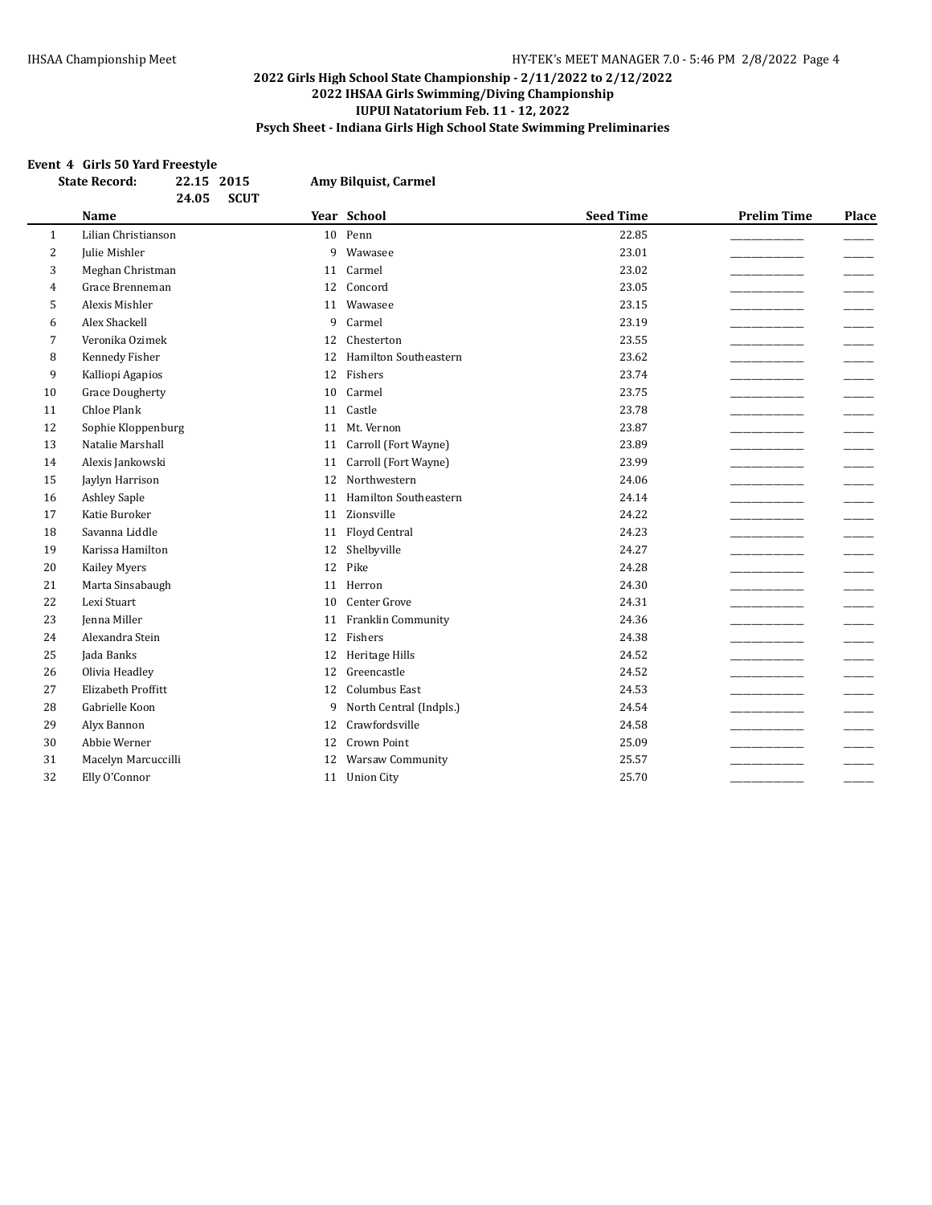**2022 Girls High School State Championship - 2/11/2022 to 2/12/2022**
**2022 IHSAA Girls Swimming/Diving Championship**
**IUPUI Natatorium Feb. 11 - 12, 2022**
**Psych Sheet - Indiana Girls High School State Swimming Preliminaries**

**Event 4 Girls 50 Yard Freestyle**

**State Record:** 22.15 2015 **Amy Bilquist, Carmel**
24.05 **SCUT**

| | Name | Year | School | Seed Time | Prelim Time | Place |
|---|---|---|---|---|---|---|
| 1 | Lilian Christianson | 10 | Penn | 22.85 | ___________ | _____ |
| 2 | Julie Mishler | 9 | Wawasee | 23.01 | ___________ | _____ |
| 3 | Meghan Christman | 11 | Carmel | 23.02 | ___________ | _____ |
| 4 | Grace Brenneman | 12 | Concord | 23.05 | ___________ | _____ |
| 5 | Alexis Mishler | 11 | Wawasee | 23.15 | ___________ | _____ |
| 6 | Alex Shackell | 9 | Carmel | 23.19 | ___________ | _____ |
| 7 | Veronika Ozimek | 12 | Chesterton | 23.55 | ___________ | _____ |
| 8 | Kennedy Fisher | 12 | Hamilton Southeastern | 23.62 | ___________ | _____ |
| 9 | Kalliopi Agapios | 12 | Fishers | 23.74 | ___________ | _____ |
| 10 | Grace Dougherty | 10 | Carmel | 23.75 | ___________ | _____ |
| 11 | Chloe Plank | 11 | Castle | 23.78 | ___________ | _____ |
| 12 | Sophie Kloppenburg | 11 | Mt. Vernon | 23.87 | ___________ | _____ |
| 13 | Natalie Marshall | 11 | Carroll (Fort Wayne) | 23.89 | ___________ | _____ |
| 14 | Alexis Jankowski | 11 | Carroll (Fort Wayne) | 23.99 | ___________ | _____ |
| 15 | Jaylyn Harrison | 12 | Northwestern | 24.06 | ___________ | _____ |
| 16 | Ashley Saple | 11 | Hamilton Southeastern | 24.14 | ___________ | _____ |
| 17 | Katie Buroker | 11 | Zionsville | 24.22 | ___________ | _____ |
| 18 | Savanna Liddle | 11 | Floyd Central | 24.23 | ___________ | _____ |
| 19 | Karissa Hamilton | 12 | Shelbyville | 24.27 | ___________ | _____ |
| 20 | Kailey Myers | 12 | Pike | 24.28 | ___________ | _____ |
| 21 | Marta Sinsabaugh | 11 | Herron | 24.30 | ___________ | _____ |
| 22 | Lexi Stuart | 10 | Center Grove | 24.31 | ___________ | _____ |
| 23 | Jenna Miller | 11 | Franklin Community | 24.36 | ___________ | _____ |
| 24 | Alexandra Stein | 12 | Fishers | 24.38 | ___________ | _____ |
| 25 | Jada Banks | 12 | Heritage Hills | 24.52 | ___________ | _____ |
| 26 | Olivia Headley | 12 | Greencastle | 24.52 | ___________ | _____ |
| 27 | Elizabeth Proffitt | 12 | Columbus East | 24.53 | ___________ | _____ |
| 28 | Gabrielle Koon | 9 | North Central (Indpls.) | 24.54 | ___________ | _____ |
| 29 | Alyx Bannon | 12 | Crawfordsville | 24.58 | ___________ | _____ |
| 30 | Abbie Werner | 12 | Crown Point | 25.09 | ___________ | _____ |
| 31 | Macelyn Marcuccilli | 12 | Warsaw Community | 25.57 | ___________ | _____ |
| 32 | Elly O'Connor | 11 | Union City | 25.70 | ___________ | _____ |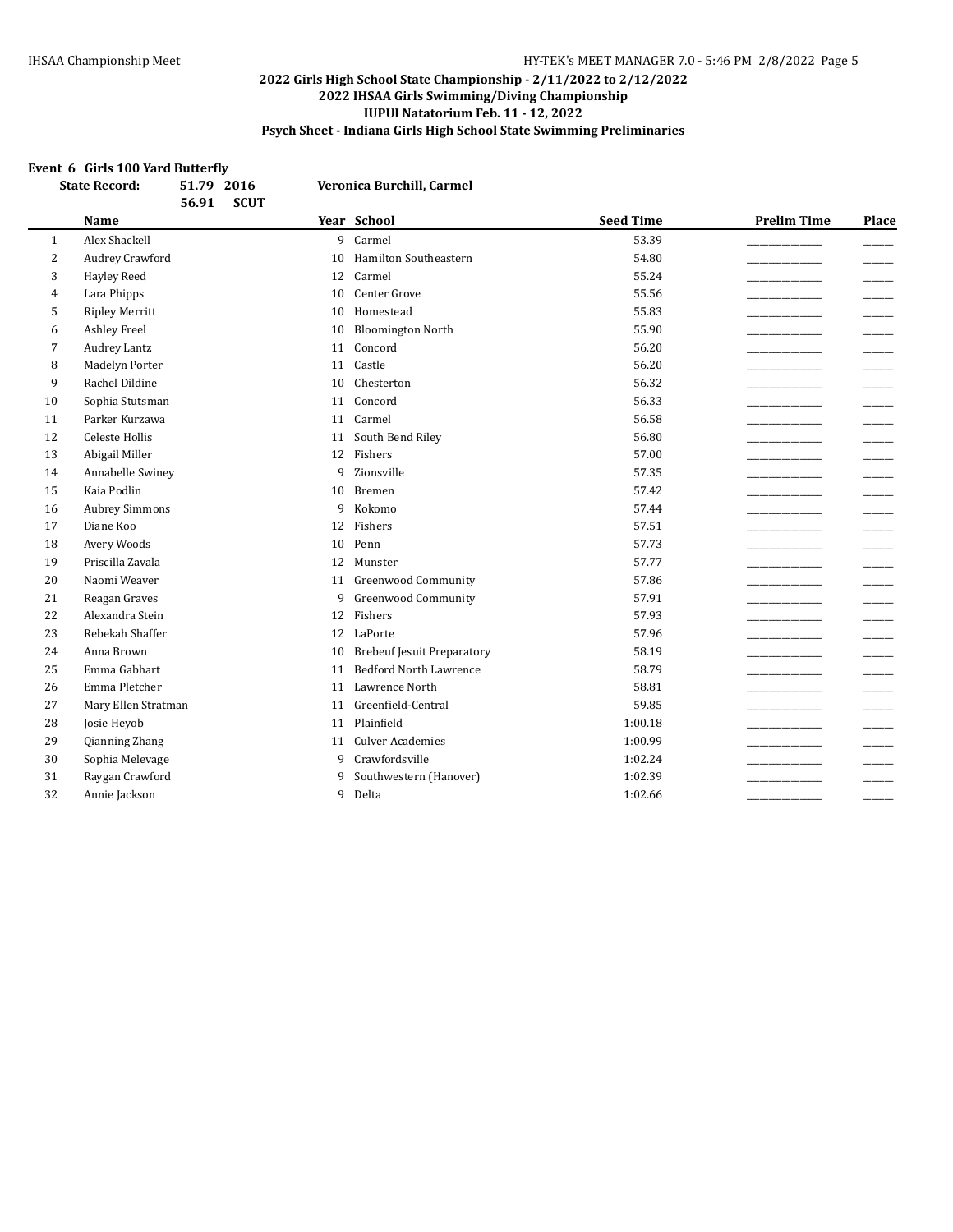## 2022 Girls High School State Championship - 2/11/2022 to 2/12/2022
## 2022 IHSAA Girls Swimming/Diving Championship
## IUPUI Natatorium Feb. 11 - 12, 2022
## Psych Sheet - Indiana Girls High School State Swimming Preliminaries

### Event 6 Girls 100 Yard Butterfly

**State Record:** **51.79 2016** **Veronica Burchill, Carmel**
**56.91 SCUT**

| | Name | Year | School | Seed Time | Prelim Time | Place |
|---|---|---|---|---|---|---|
| 1 | Alex Shackell | 9 | Carmel | 53.39 | ___________ | _____ |
| 2 | Audrey Crawford | 10 | Hamilton Southeastern | 54.80 | ___________ | _____ |
| 3 | Hayley Reed | 12 | Carmel | 55.24 | ___________ | _____ |
| 4 | Lara Phipps | 10 | Center Grove | 55.56 | ___________ | _____ |
| 5 | Ripley Merritt | 10 | Homestead | 55.83 | ___________ | _____ |
| 6 | Ashley Freel | 10 | Bloomington North | 55.90 | ___________ | _____ |
| 7 | Audrey Lantz | 11 | Concord | 56.20 | ___________ | _____ |
| 8 | Madelyn Porter | 11 | Castle | 56.20 | ___________ | _____ |
| 9 | Rachel Dildine | 10 | Chesterton | 56.32 | ___________ | _____ |
| 10 | Sophia Stutsman | 11 | Concord | 56.33 | ___________ | _____ |
| 11 | Parker Kurzawa | 11 | Carmel | 56.58 | ___________ | _____ |
| 12 | Celeste Hollis | 11 | South Bend Riley | 56.80 | ___________ | _____ |
| 13 | Abigail Miller | 12 | Fishers | 57.00 | ___________ | _____ |
| 14 | Annabelle Swiney | 9 | Zionsville | 57.35 | ___________ | _____ |
| 15 | Kaia Podlin | 10 | Bremen | 57.42 | ___________ | _____ |
| 16 | Aubrey Simmons | 9 | Kokomo | 57.44 | ___________ | _____ |
| 17 | Diane Koo | 12 | Fishers | 57.51 | ___________ | _____ |
| 18 | Avery Woods | 10 | Penn | 57.73 | ___________ | _____ |
| 19 | Priscilla Zavala | 12 | Munster | 57.77 | ___________ | _____ |
| 20 | Naomi Weaver | 11 | Greenwood Community | 57.86 | ___________ | _____ |
| 21 | Reagan Graves | 9 | Greenwood Community | 57.91 | ___________ | _____ |
| 22 | Alexandra Stein | 12 | Fishers | 57.93 | ___________ | _____ |
| 23 | Rebekah Shaffer | 12 | LaPorte | 57.96 | ___________ | _____ |
| 24 | Anna Brown | 10 | Brebeuf Jesuit Preparatory | 58.19 | ___________ | _____ |
| 25 | Emma Gabhart | 11 | Bedford North Lawrence | 58.79 | ___________ | _____ |
| 26 | Emma Pletcher | 11 | Lawrence North | 58.81 | ___________ | _____ |
| 27 | Mary Ellen Stratman | 11 | Greenfield-Central | 59.85 | ___________ | _____ |
| 28 | Josie Heyob | 11 | Plainfield | 1:00.18 | ___________ | _____ |
| 29 | Qianning Zhang | 11 | Culver Academies | 1:00.99 | ___________ | _____ |
| 30 | Sophia Melevage | 9 | Crawfordsville | 1:02.24 | ___________ | _____ |
| 31 | Raygan Crawford | 9 | Southwestern (Hanover) | 1:02.39 | ___________ | _____ |
| 32 | Annie Jackson | 9 | Delta | 1:02.66 | ___________ | _____ |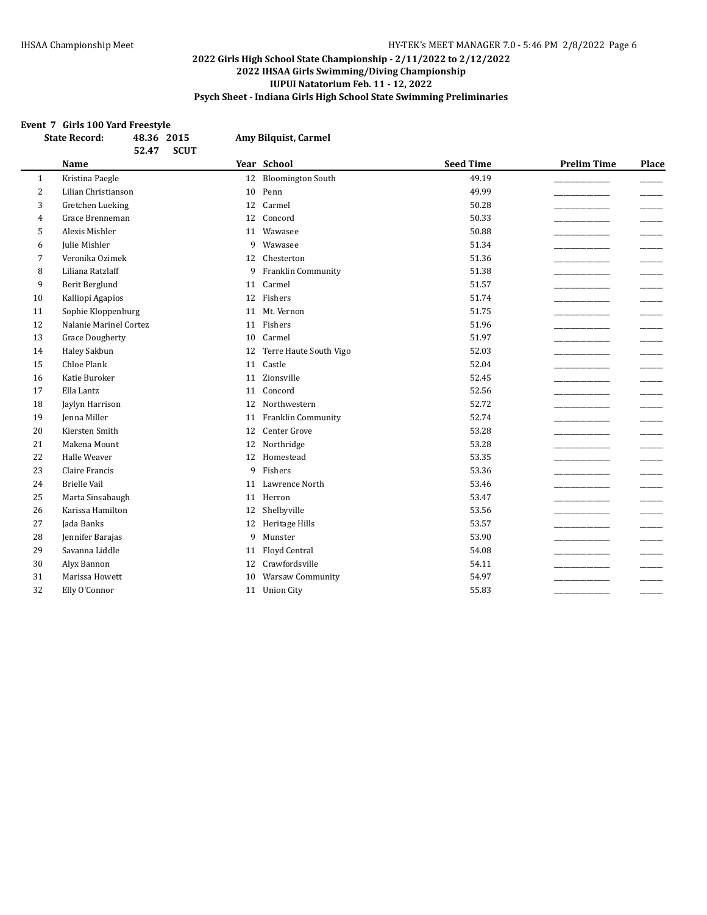## 2022 Girls High School State Championship - 2/11/2022 to 2/12/2022
## 2022 IHSAA Girls Swimming/Diving Championship
## IUPUI Natatorium Feb. 11 - 12, 2022
## Psych Sheet - Indiana Girls High School State Swimming Preliminaries

### Event 7 Girls 100 Yard Freestyle

**State Record: 48.36 2015 Amy Bilquist, Carmel**
**52.47 SCUT**

| | Name | Year | School | Seed Time | Prelim Time | Place |
|---|---|---|---|---|---|---|
| 1 | Kristina Paegle | 12 | Bloomington South | 49.19 | ___________ | _____ |
| 2 | Lilian Christianson | 10 | Penn | 49.99 | ___________ | _____ |
| 3 | Gretchen Lueking | 12 | Carmel | 50.28 | ___________ | _____ |
| 4 | Grace Brenneman | 12 | Concord | 50.33 | ___________ | _____ |
| 5 | Alexis Mishler | 11 | Wawasee | 50.88 | ___________ | _____ |
| 6 | Julie Mishler | 9 | Wawasee | 51.34 | ___________ | _____ |
| 7 | Veronika Ozimek | 12 | Chesterton | 51.36 | ___________ | _____ |
| 8 | Liliana Ratzlaff | 9 | Franklin Community | 51.38 | ___________ | _____ |
| 9 | Berit Berglund | 11 | Carmel | 51.57 | ___________ | _____ |
| 10 | Kalliopi Agapios | 12 | Fishers | 51.74 | ___________ | _____ |
| 11 | Sophie Kloppenburg | 11 | Mt. Vernon | 51.75 | ___________ | _____ |
| 12 | Nalanie Marinel Cortez | 11 | Fishers | 51.96 | ___________ | _____ |
| 13 | Grace Dougherty | 10 | Carmel | 51.97 | ___________ | _____ |
| 14 | Haley Sakbun | 12 | Terre Haute South Vigo | 52.03 | ___________ | _____ |
| 15 | Chloe Plank | 11 | Castle | 52.04 | ___________ | _____ |
| 16 | Katie Buroker | 11 | Zionsville | 52.45 | ___________ | _____ |
| 17 | Ella Lantz | 11 | Concord | 52.56 | ___________ | _____ |
| 18 | Jaylyn Harrison | 12 | Northwestern | 52.72 | ___________ | _____ |
| 19 | Jenna Miller | 11 | Franklin Community | 52.74 | ___________ | _____ |
| 20 | Kiersten Smith | 12 | Center Grove | 53.28 | ___________ | _____ |
| 21 | Makena Mount | 12 | Northridge | 53.28 | ___________ | _____ |
| 22 | Halle Weaver | 12 | Homestead | 53.35 | ___________ | _____ |
| 23 | Claire Francis | 9 | Fishers | 53.36 | ___________ | _____ |
| 24 | Brielle Vail | 11 | Lawrence North | 53.46 | ___________ | _____ |
| 25 | Marta Sinsabaugh | 11 | Herron | 53.47 | ___________ | _____ |
| 26 | Karissa Hamilton | 12 | Shelbyville | 53.56 | ___________ | _____ |
| 27 | Jada Banks | 12 | Heritage Hills | 53.57 | ___________ | _____ |
| 28 | Jennifer Barajas | 9 | Munster | 53.90 | ___________ | _____ |
| 29 | Savanna Liddle | 11 | Floyd Central | 54.08 | ___________ | _____ |
| 30 | Alyx Bannon | 12 | Crawfordsville | 54.11 | ___________ | _____ |
| 31 | Marissa Howett | 10 | Warsaw Community | 54.97 | ___________ | _____ |
| 32 | Elly O'Connor | 11 | Union City | 55.83 | ___________ | _____ |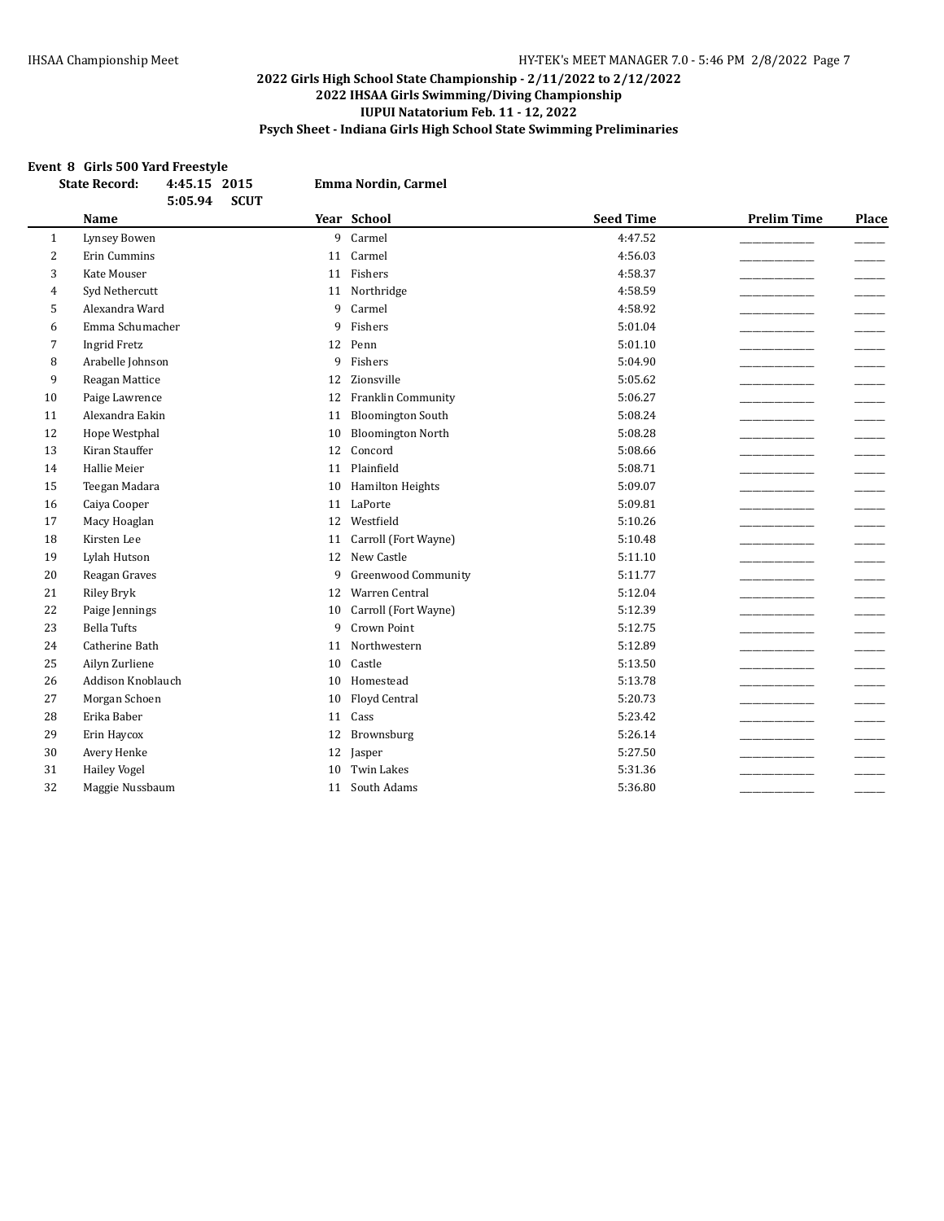## 2022 Girls High School State Championship - 2/11/2022 to 2/12/2022
## 2022 IHSAA Girls Swimming/Diving Championship
## IUPUI Natatorium Feb. 11 - 12, 2022
## Psych Sheet - Indiana Girls High School State Swimming Preliminaries

### Event 8 Girls 500 Yard Freestyle

**State Record:** 4:45.15 2015 **Emma Nordin, Carmel**

5:05.94 **SCUT**

| | Name | Year | School | Seed Time | Prelim Time | Place |
|---|---|---|---|---|---|---|
| 1 | Lynsey Bowen | 9 | Carmel | 4:47.52 | _____________ | _____ |
| 2 | Erin Cummins | 11 | Carmel | 4:56.03 | _____________ | _____ |
| 3 | Kate Mouser | 11 | Fishers | 4:58.37 | _____________ | _____ |
| 4 | Syd Nethercutt | 11 | Northridge | 4:58.59 | _____________ | _____ |
| 5 | Alexandra Ward | 9 | Carmel | 4:58.92 | _____________ | _____ |
| 6 | Emma Schumacher | 9 | Fishers | 5:01.04 | _____________ | _____ |
| 7 | Ingrid Fretz | 12 | Penn | 5:01.10 | _____________ | _____ |
| 8 | Arabelle Johnson | 9 | Fishers | 5:04.90 | _____________ | _____ |
| 9 | Reagan Mattice | 12 | Zionsville | 5:05.62 | _____________ | _____ |
| 10 | Paige Lawrence | 12 | Franklin Community | 5:06.27 | _____________ | _____ |
| 11 | Alexandra Eakin | 11 | Bloomington South | 5:08.24 | _____________ | _____ |
| 12 | Hope Westphal | 10 | Bloomington North | 5:08.28 | _____________ | _____ |
| 13 | Kiran Stauffer | 12 | Concord | 5:08.66 | _____________ | _____ |
| 14 | Hallie Meier | 11 | Plainfield | 5:08.71 | _____________ | _____ |
| 15 | Teegan Madara | 10 | Hamilton Heights | 5:09.07 | _____________ | _____ |
| 16 | Caiya Cooper | 11 | LaPorte | 5:09.81 | _____________ | _____ |
| 17 | Macy Hoaglan | 12 | Westfield | 5:10.26 | _____________ | _____ |
| 18 | Kirsten Lee | 11 | Carroll (Fort Wayne) | 5:10.48 | _____________ | _____ |
| 19 | Lylah Hutson | 12 | New Castle | 5:11.10 | _____________ | _____ |
| 20 | Reagan Graves | 9 | Greenwood Community | 5:11.77 | _____________ | _____ |
| 21 | Riley Bryk | 12 | Warren Central | 5:12.04 | _____________ | _____ |
| 22 | Paige Jennings | 10 | Carroll (Fort Wayne) | 5:12.39 | _____________ | _____ |
| 23 | Bella Tufts | 9 | Crown Point | 5:12.75 | _____________ | _____ |
| 24 | Catherine Bath | 11 | Northwestern | 5:12.89 | _____________ | _____ |
| 25 | Ailyn Zurliene | 10 | Castle | 5:13.50 | _____________ | _____ |
| 26 | Addison Knoblauch | 10 | Homestead | 5:13.78 | _____________ | _____ |
| 27 | Morgan Schoen | 10 | Floyd Central | 5:20.73 | _____________ | _____ |
| 28 | Erika Baber | 11 | Cass | 5:23.42 | _____________ | _____ |
| 29 | Erin Haycox | 12 | Brownsburg | 5:26.14 | _____________ | _____ |
| 30 | Avery Henke | 12 | Jasper | 5:27.50 | _____________ | _____ |
| 31 | Hailey Vogel | 10 | Twin Lakes | 5:31.36 | _____________ | _____ |
| 32 | Maggie Nussbaum | 11 | South Adams | 5:36.80 | _____________ | _____ |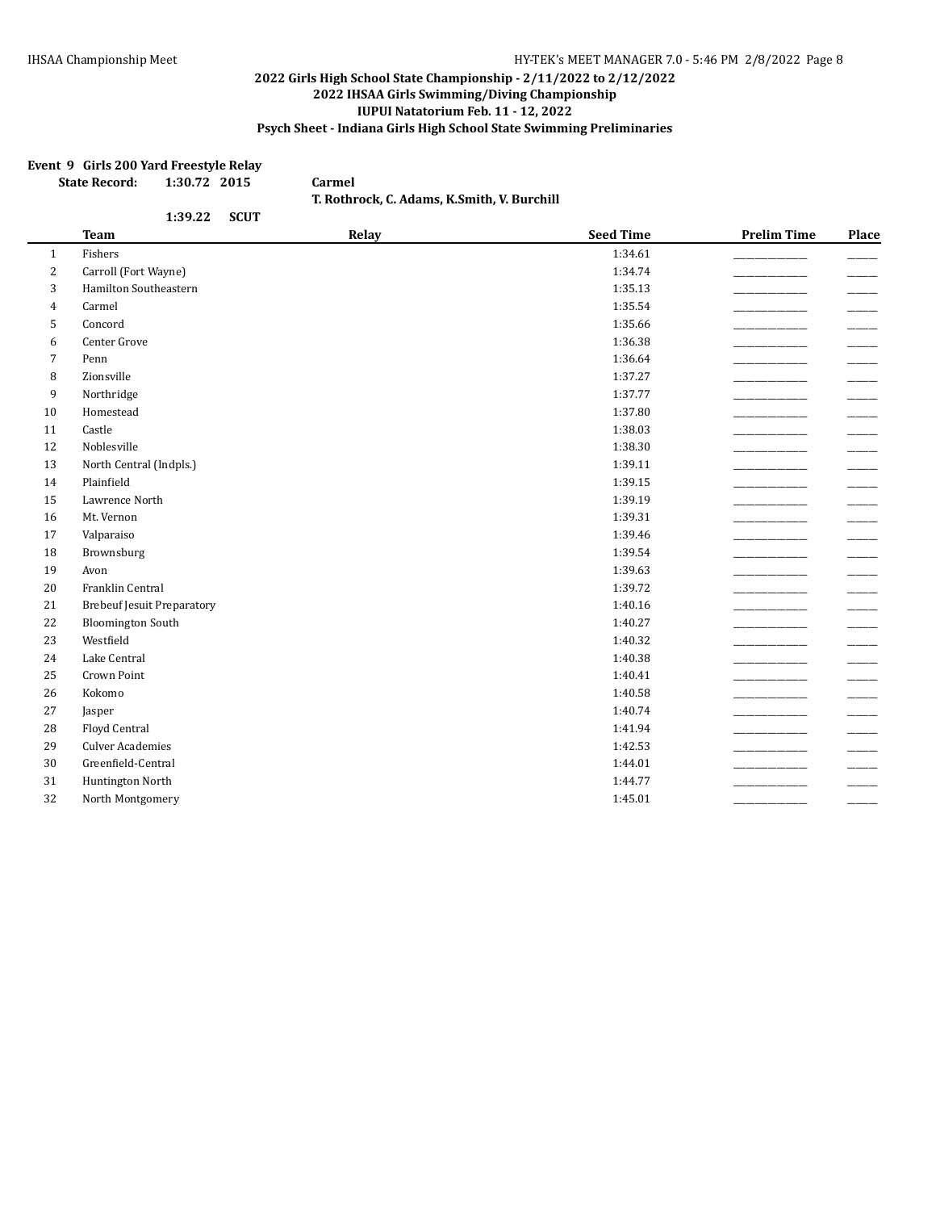**2022 Girls High School State Championship - 2/11/2022 to 2/12/2022**
**2022 IHSAA Girls Swimming/Diving Championship**
**IUPUI Natatorium Feb. 11 - 12, 2022**
**Psych Sheet - Indiana Girls High School State Swimming Preliminaries**

**Event 9 Girls 200 Yard Freestyle Relay**

**State Record: 1:30.72 2015 Carmel**
**T. Rothrock, C. Adams, K.Smith, V. Burchill**

**1:39.22 SCUT**

| | Team | Relay | Seed Time | Prelim Time | Place |
|---|---|---|---|---|---|
| 1 | Fishers | | 1:34.61 | ___________ | _____ |
| 2 | Carroll (Fort Wayne) | | 1:34.74 | ___________ | _____ |
| 3 | Hamilton Southeastern | | 1:35.13 | ___________ | _____ |
| 4 | Carmel | | 1:35.54 | ___________ | _____ |
| 5 | Concord | | 1:35.66 | ___________ | _____ |
| 6 | Center Grove | | 1:36.38 | ___________ | _____ |
| 7 | Penn | | 1:36.64 | ___________ | _____ |
| 8 | Zionsville | | 1:37.27 | ___________ | _____ |
| 9 | Northridge | | 1:37.77 | ___________ | _____ |
| 10 | Homestead | | 1:37.80 | ___________ | _____ |
| 11 | Castle | | 1:38.03 | ___________ | _____ |
| 12 | Noblesville | | 1:38.30 | ___________ | _____ |
| 13 | North Central (Indpls.) | | 1:39.11 | ___________ | _____ |
| 14 | Plainfield | | 1:39.15 | ___________ | _____ |
| 15 | Lawrence North | | 1:39.19 | ___________ | _____ |
| 16 | Mt. Vernon | | 1:39.31 | ___________ | _____ |
| 17 | Valparaiso | | 1:39.46 | ___________ | _____ |
| 18 | Brownsburg | | 1:39.54 | ___________ | _____ |
| 19 | Avon | | 1:39.63 | ___________ | _____ |
| 20 | Franklin Central | | 1:39.72 | ___________ | _____ |
| 21 | Brebeuf Jesuit Preparatory | | 1:40.16 | ___________ | _____ |
| 22 | Bloomington South | | 1:40.27 | ___________ | _____ |
| 23 | Westfield | | 1:40.32 | ___________ | _____ |
| 24 | Lake Central | | 1:40.38 | ___________ | _____ |
| 25 | Crown Point | | 1:40.41 | ___________ | _____ |
| 26 | Kokomo | | 1:40.58 | ___________ | _____ |
| 27 | Jasper | | 1:40.74 | ___________ | _____ |
| 28 | Floyd Central | | 1:41.94 | ___________ | _____ |
| 29 | Culver Academies | | 1:42.53 | ___________ | _____ |
| 30 | Greenfield-Central | | 1:44.01 | ___________ | _____ |
| 31 | Huntington North | | 1:44.77 | ___________ | _____ |
| 32 | North Montgomery | | 1:45.01 | ___________ | _____ |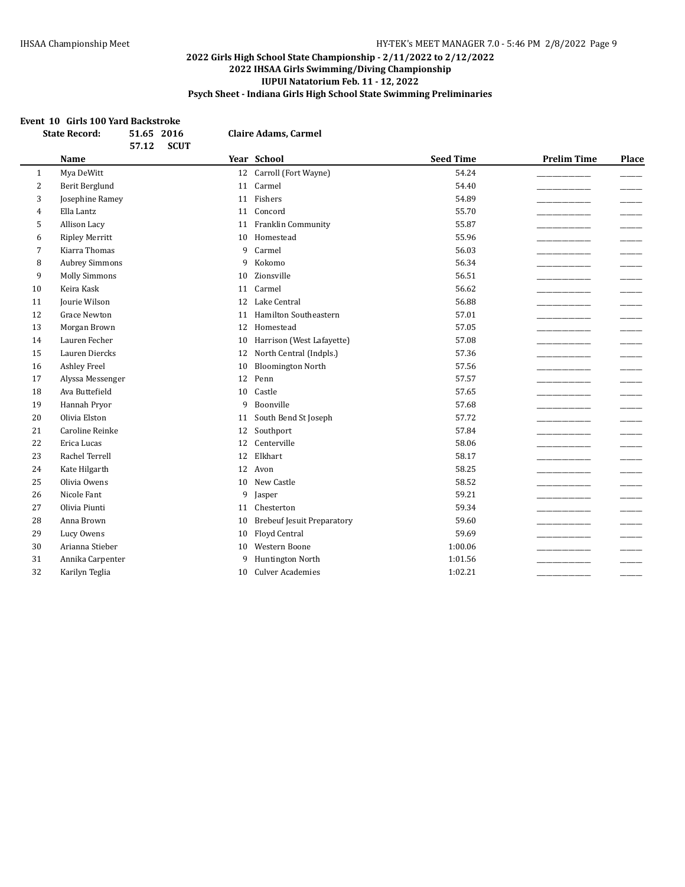## 2022 Girls High School State Championship - 2/11/2022 to 2/12/2022
## 2022 IHSAA Girls Swimming/Diving Championship
## IUPUI Natatorium Feb. 11 - 12, 2022
## Psych Sheet - Indiana Girls High School State Swimming Preliminaries

**Event 10 Girls 100 Yard Backstroke**

**State Record: 51.65 2016 Claire Adams, Carmel**

**57.12 SCUT**

| | Name | Year | School | Seed Time | Prelim Time | Place |
|---|---|---|---|---|---|---|
| 1 | Mya DeWitt | 12 | Carroll (Fort Wayne) | 54.24 | ______________ | _____ |
| 2 | Berit Berglund | 11 | Carmel | 54.40 | ______________ | _____ |
| 3 | Josephine Ramey | 11 | Fishers | 54.89 | ______________ | _____ |
| 4 | Ella Lantz | 11 | Concord | 55.70 | ______________ | _____ |
| 5 | Allison Lacy | 11 | Franklin Community | 55.87 | ______________ | _____ |
| 6 | Ripley Merritt | 10 | Homestead | 55.96 | ______________ | _____ |
| 7 | Kiarra Thomas | 9 | Carmel | 56.03 | ______________ | _____ |
| 8 | Aubrey Simmons | 9 | Kokomo | 56.34 | ______________ | _____ |
| 9 | Molly Simmons | 10 | Zionsville | 56.51 | ______________ | _____ |
| 10 | Keira Kask | 11 | Carmel | 56.62 | ______________ | _____ |
| 11 | Jourie Wilson | 12 | Lake Central | 56.88 | ______________ | _____ |
| 12 | Grace Newton | 11 | Hamilton Southeastern | 57.01 | ______________ | _____ |
| 13 | Morgan Brown | 12 | Homestead | 57.05 | ______________ | _____ |
| 14 | Lauren Fecher | 10 | Harrison (West Lafayette) | 57.08 | ______________ | _____ |
| 15 | Lauren Diercks | 12 | North Central (Indpls.) | 57.36 | ______________ | _____ |
| 16 | Ashley Freel | 10 | Bloomington North | 57.56 | ______________ | _____ |
| 17 | Alyssa Messenger | 12 | Penn | 57.57 | ______________ | _____ |
| 18 | Ava Buttefield | 10 | Castle | 57.65 | ______________ | _____ |
| 19 | Hannah Pryor | 9 | Boonville | 57.68 | ______________ | _____ |
| 20 | Olivia Elston | 11 | South Bend St Joseph | 57.72 | ______________ | _____ |
| 21 | Caroline Reinke | 12 | Southport | 57.84 | ______________ | _____ |
| 22 | Erica Lucas | 12 | Centerville | 58.06 | ______________ | _____ |
| 23 | Rachel Terrell | 12 | Elkhart | 58.17 | ______________ | _____ |
| 24 | Kate Hilgarth | 12 | Avon | 58.25 | ______________ | _____ |
| 25 | Olivia Owens | 10 | New Castle | 58.52 | ______________ | _____ |
| 26 | Nicole Fant | 9 | Jasper | 59.21 | ______________ | _____ |
| 27 | Olivia Piunti | 11 | Chesterton | 59.34 | ______________ | _____ |
| 28 | Anna Brown | 10 | Brebeuf Jesuit Preparatory | 59.60 | ______________ | _____ |
| 29 | Lucy Owens | 10 | Floyd Central | 59.69 | ______________ | _____ |
| 30 | Arianna Stieber | 10 | Western Boone | 1:00.06 | ______________ | _____ |
| 31 | Annika Carpenter | 9 | Huntington North | 1:01.56 | ______________ | _____ |
| 32 | Karilyn Teglia | 10 | Culver Academies | 1:02.21 | ______________ | _____ |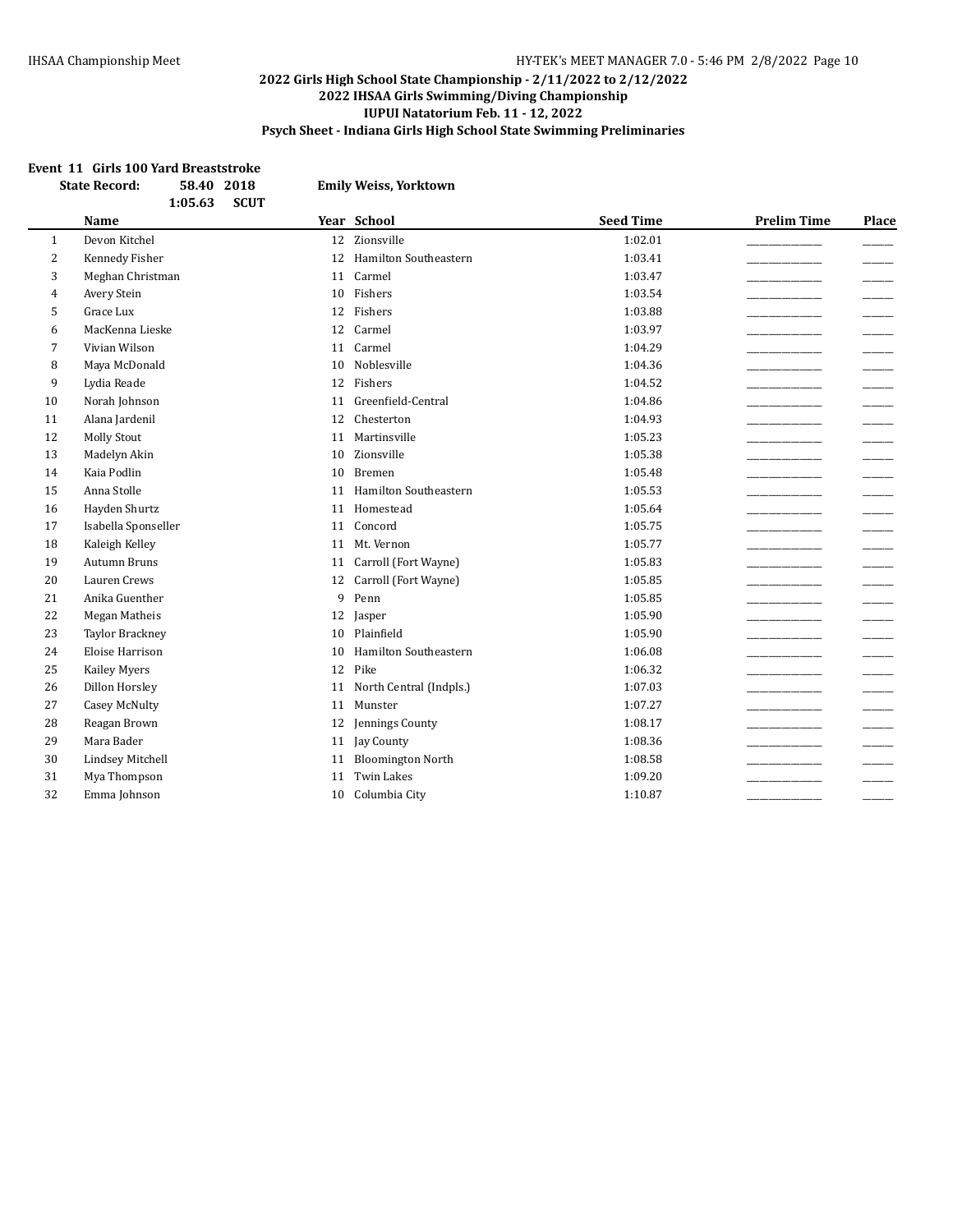## 2022 Girls High School State Championship - 2/11/2022 to 2/12/2022
## 2022 IHSAA Girls Swimming/Diving Championship
## IUPUI Natatorium Feb. 11 - 12, 2022
## Psych Sheet - Indiana Girls High School State Swimming Preliminaries

### Event 11 Girls 100 Yard Breaststroke

**State Record:** 58.40 2018 **Emily Weiss, Yorktown**

1:05.63 **SCUT**

| | Name | Year | School | Seed Time | Prelim Time | Place |
|---|---|---|---|---|---|---|
| 1 | Devon Kitchel | 12 | Zionsville | 1:02.01 | _______________ | ______ |
| 2 | Kennedy Fisher | 12 | Hamilton Southeastern | 1:03.41 | _______________ | ______ |
| 3 | Meghan Christman | 11 | Carmel | 1:03.47 | _______________ | ______ |
| 4 | Avery Stein | 10 | Fishers | 1:03.54 | _______________ | ______ |
| 5 | Grace Lux | 12 | Fishers | 1:03.88 | _______________ | ______ |
| 6 | MacKenna Lieske | 12 | Carmel | 1:03.97 | _______________ | ______ |
| 7 | Vivian Wilson | 11 | Carmel | 1:04.29 | _______________ | ______ |
| 8 | Maya McDonald | 10 | Noblesville | 1:04.36 | _______________ | ______ |
| 9 | Lydia Reade | 12 | Fishers | 1:04.52 | _______________ | ______ |
| 10 | Norah Johnson | 11 | Greenfield-Central | 1:04.86 | _______________ | ______ |
| 11 | Alana Jardenil | 12 | Chesterton | 1:04.93 | _______________ | ______ |
| 12 | Molly Stout | 11 | Martinsville | 1:05.23 | _______________ | ______ |
| 13 | Madelyn Akin | 10 | Zionsville | 1:05.38 | _______________ | ______ |
| 14 | Kaia Podlin | 10 | Bremen | 1:05.48 | _______________ | ______ |
| 15 | Anna Stolle | 11 | Hamilton Southeastern | 1:05.53 | _______________ | ______ |
| 16 | Hayden Shurtz | 11 | Homestead | 1:05.64 | _______________ | ______ |
| 17 | Isabella Sponseller | 11 | Concord | 1:05.75 | _______________ | ______ |
| 18 | Kaleigh Kelley | 11 | Mt. Vernon | 1:05.77 | _______________ | ______ |
| 19 | Autumn Bruns | 11 | Carroll (Fort Wayne) | 1:05.83 | _______________ | ______ |
| 20 | Lauren Crews | 12 | Carroll (Fort Wayne) | 1:05.85 | _______________ | ______ |
| 21 | Anika Guenther | 9 | Penn | 1:05.85 | _______________ | ______ |
| 22 | Megan Matheis | 12 | Jasper | 1:05.90 | _______________ | ______ |
| 23 | Taylor Brackney | 10 | Plainfield | 1:05.90 | _______________ | ______ |
| 24 | Eloise Harrison | 10 | Hamilton Southeastern | 1:06.08 | _______________ | ______ |
| 25 | Kailey Myers | 12 | Pike | 1:06.32 | _______________ | ______ |
| 26 | Dillon Horsley | 11 | North Central (Indpls.) | 1:07.03 | _______________ | ______ |
| 27 | Casey McNulty | 11 | Munster | 1:07.27 | _______________ | ______ |
| 28 | Reagan Brown | 12 | Jennings County | 1:08.17 | _______________ | ______ |
| 29 | Mara Bader | 11 | Jay County | 1:08.36 | _______________ | ______ |
| 30 | Lindsey Mitchell | 11 | Bloomington North | 1:08.58 | _______________ | ______ |
| 31 | Mya Thompson | 11 | Twin Lakes | 1:09.20 | _______________ | ______ |
| 32 | Emma Johnson | 10 | Columbia City | 1:10.87 | _______________ | ______ |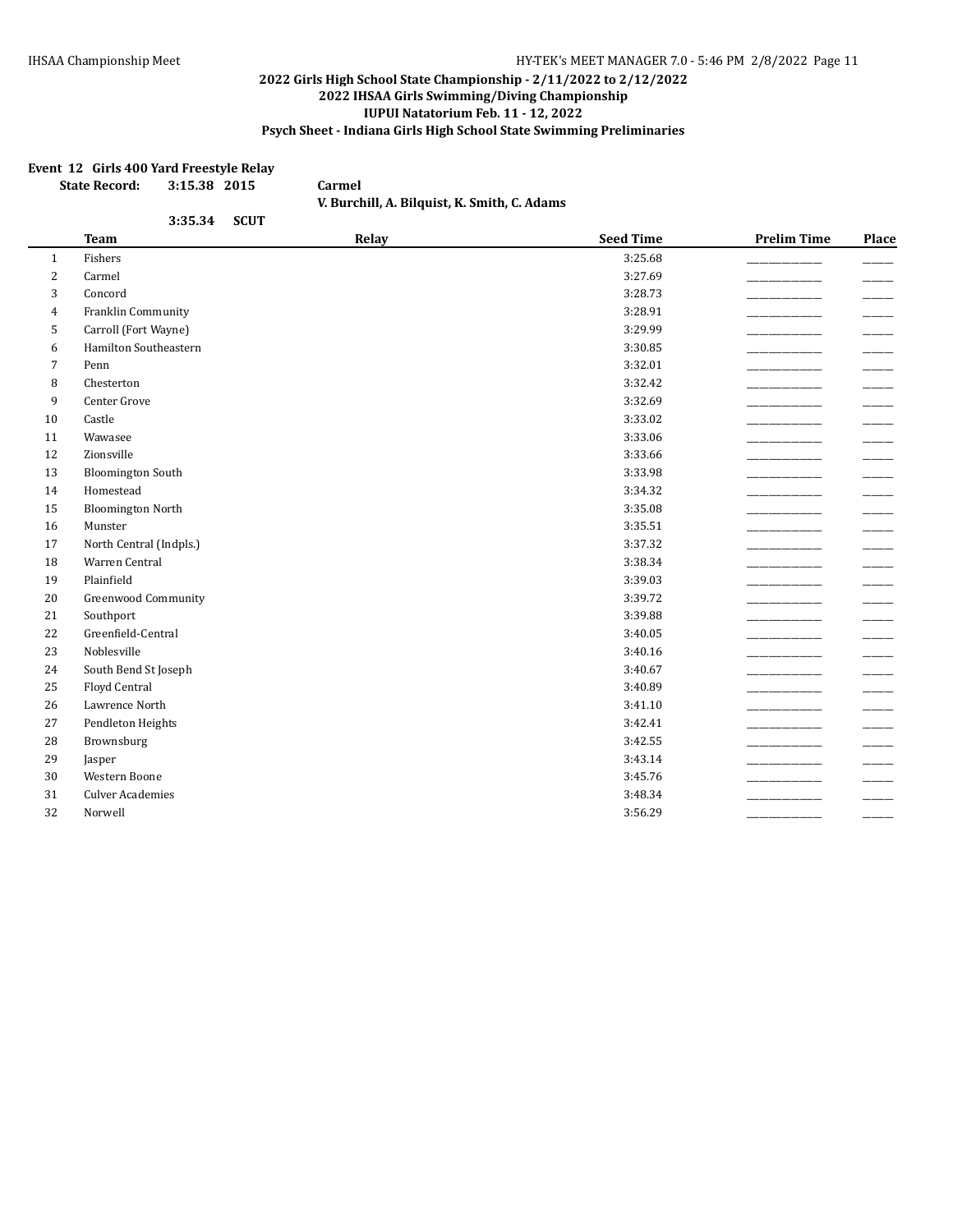**2022 Girls High School State Championship - 2/11/2022 to 2/12/2022**
**2022 IHSAA Girls Swimming/Diving Championship**
**IUPUI Natatorium Feb. 11 - 12, 2022**
**Psych Sheet - Indiana Girls High School State Swimming Preliminaries**

**Event 12 Girls 400 Yard Freestyle Relay**

**State Record: 3:15.38 2015 Carmel**
**V. Burchill, A. Bilquist, K. Smith, C. Adams**

**3:35.34 SCUT**

| | Team | Relay | Seed Time | Prelim Time | Place |
|---|---|---|---|---|---|
| 1 | Fishers | | 3:25.68 | _________ | _____ |
| 2 | Carmel | | 3:27.69 | _________ | _____ |
| 3 | Concord | | 3:28.73 | _________ | _____ |
| 4 | Franklin Community | | 3:28.91 | _________ | _____ |
| 5 | Carroll (Fort Wayne) | | 3:29.99 | _________ | _____ |
| 6 | Hamilton Southeastern | | 3:30.85 | _________ | _____ |
| 7 | Penn | | 3:32.01 | _________ | _____ |
| 8 | Chesterton | | 3:32.42 | _________ | _____ |
| 9 | Center Grove | | 3:32.69 | _________ | _____ |
| 10 | Castle | | 3:33.02 | _________ | _____ |
| 11 | Wawasee | | 3:33.06 | _________ | _____ |
| 12 | Zionsville | | 3:33.66 | _________ | _____ |
| 13 | Bloomington South | | 3:33.98 | _________ | _____ |
| 14 | Homestead | | 3:34.32 | _________ | _____ |
| 15 | Bloomington North | | 3:35.08 | _________ | _____ |
| 16 | Munster | | 3:35.51 | _________ | _____ |
| 17 | North Central (Indpls.) | | 3:37.32 | _________ | _____ |
| 18 | Warren Central | | 3:38.34 | _________ | _____ |
| 19 | Plainfield | | 3:39.03 | _________ | _____ |
| 20 | Greenwood Community | | 3:39.72 | _________ | _____ |
| 21 | Southport | | 3:39.88 | _________ | _____ |
| 22 | Greenfield-Central | | 3:40.05 | _________ | _____ |
| 23 | Noblesville | | 3:40.16 | _________ | _____ |
| 24 | South Bend St Joseph | | 3:40.67 | _________ | _____ |
| 25 | Floyd Central | | 3:40.89 | _________ | _____ |
| 26 | Lawrence North | | 3:41.10 | _________ | _____ |
| 27 | Pendleton Heights | | 3:42.41 | _________ | _____ |
| 28 | Brownsburg | | 3:42.55 | _________ | _____ |
| 29 | Jasper | | 3:43.14 | _________ | _____ |
| 30 | Western Boone | | 3:45.76 | _________ | _____ |
| 31 | Culver Academies | | 3:48.34 | _________ | _____ |
| 32 | Norwell | | 3:56.29 | _________ | _____ |